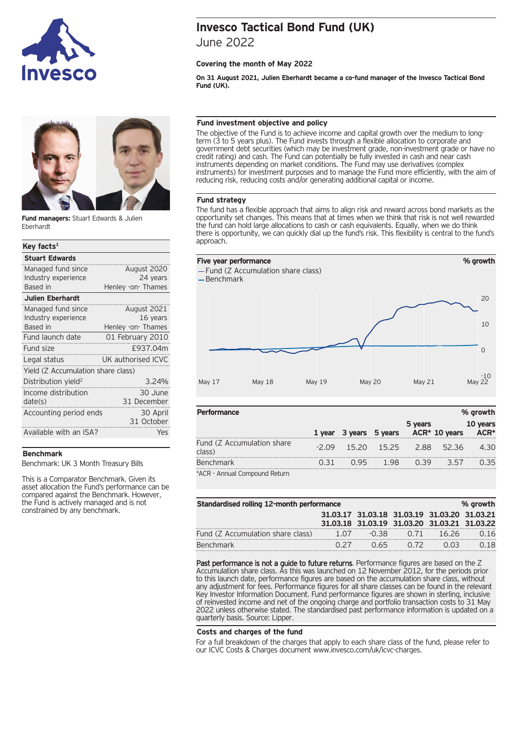# Invesco Tactical Bond Fund (UK)

June 2022

**Covering the month of May 2022**

**On 31 August 2021, Julien Eberhardt became a co-fund manager of the Invesco Tactical Bond Fund (UK).**

**Fund managers:** Stuart Edwards & Julien Eberhardt

## Key facts[1]

| **Stuart Edwards** | |
|---|---|
| Managed fund since | August 2020 |
| Industry experience | 24 years |
| Based in | Henley -on- Thames |
| **Julien Eberhardt** | |
| Managed fund since | August 2021 |
| Industry experience | 16 years |
| Based in | Henley -on- Thames |
| Fund launch date | 01 February 2010 |
| Fund size | £937.04m |
| Legal status | UK authorised ICVC |
| Yield (Z Accumulation share class) | |
| Distribution yield[2] | 3.24% |
| Income distribution date(s) | 30 June<br>31 December |
| Accounting period ends | 30 April<br>31 October |
| Available with an ISA? | Yes |

## Benchmark

Benchmark: UK 3 Month Treasury Bills

This is a Comparator Benchmark. Given its asset allocation the Fund's performance can be compared against the Benchmark. However, the Fund is actively managed and is not constrained by any benchmark.

## Fund investment objective and policy

The objective of the Fund is to achieve income and capital growth over the medium to long-term (3 to 5 years plus). The Fund invests through a flexible allocation to corporate and government debt securities (which may be investment grade, non-investment grade or have no credit rating) and cash. The Fund can potentially be fully invested in cash and near cash instruments depending on market conditions. The Fund may use derivatives (complex instruments) for investment purposes and to manage the Fund more efficiently, with the aim of reducing risk, reducing costs and/or generating additional capital or income.

## Fund strategy

The fund has a flexible approach that aims to align risk and reward across bond markets as the opportunity set changes. This means that at times when we think that risk is not well rewarded the fund can hold large allocations to cash or cash equivalents. Equally, when we do think there is opportunity, we can quickly dial up the fund's risk. This flexibility is central to the fund's approach.

## Five year performance

% growth

— Fund (Z Accumulation share class)
— Benchmark

(Chart: x-axis May 17, May 18, May 19, May 20, May 21, May 22; y-axis -10, 0, 10, 20)

## Performance

% growth

| | 1 year | 3 years | 5 years | 5 years ACR* | 10 years | 10 years ACR* |
|---|---|---|---|---|---|---|
| Fund (Z Accumulation share class) | -2.09 | 15.20 | 15.25 | 2.88 | 52.36 | 4.30 |
| Benchmark | 0.31 | 0.95 | 1.98 | 0.39 | 3.57 | 0.35 |

*ACR - Annual Compound Return

## Standardised rolling 12-month performance

% growth

| | 31.03.17<br>31.03.18 | 31.03.18<br>31.03.19 | 31.03.19<br>31.03.20 | 31.03.20<br>31.03.21 | 31.03.21<br>31.03.22 |
|---|---|---|---|---|---|
| Fund (Z Accumulation share class) | 1.07 | -0.38 | 0.71 | 16.26 | 0.16 |
| Benchmark | 0.27 | 0.65 | 0.72 | 0.03 | 0.18 |

**Past performance is not a guide to future returns**. Performance figures are based on the Z Accumulation share class. As this was launched on 12 November 2012, for the periods prior to this launch date, performance figures are based on the accumulation share class, without any adjustment for fees. Performance figures for all share classes can be found in the relevant Key Investor Information Document. Fund performance figures are shown in sterling, inclusive of reinvested income and net of the ongoing charge and portfolio transaction costs to 31 May 2022 unless otherwise stated. The standardised past performance information is updated on a quarterly basis. Source: Lipper.

## Costs and charges of the fund

For a full breakdown of the charges that apply to each share class of the fund, please refer to our ICVC Costs & Charges document www.invesco.com/uk/icvc-charges.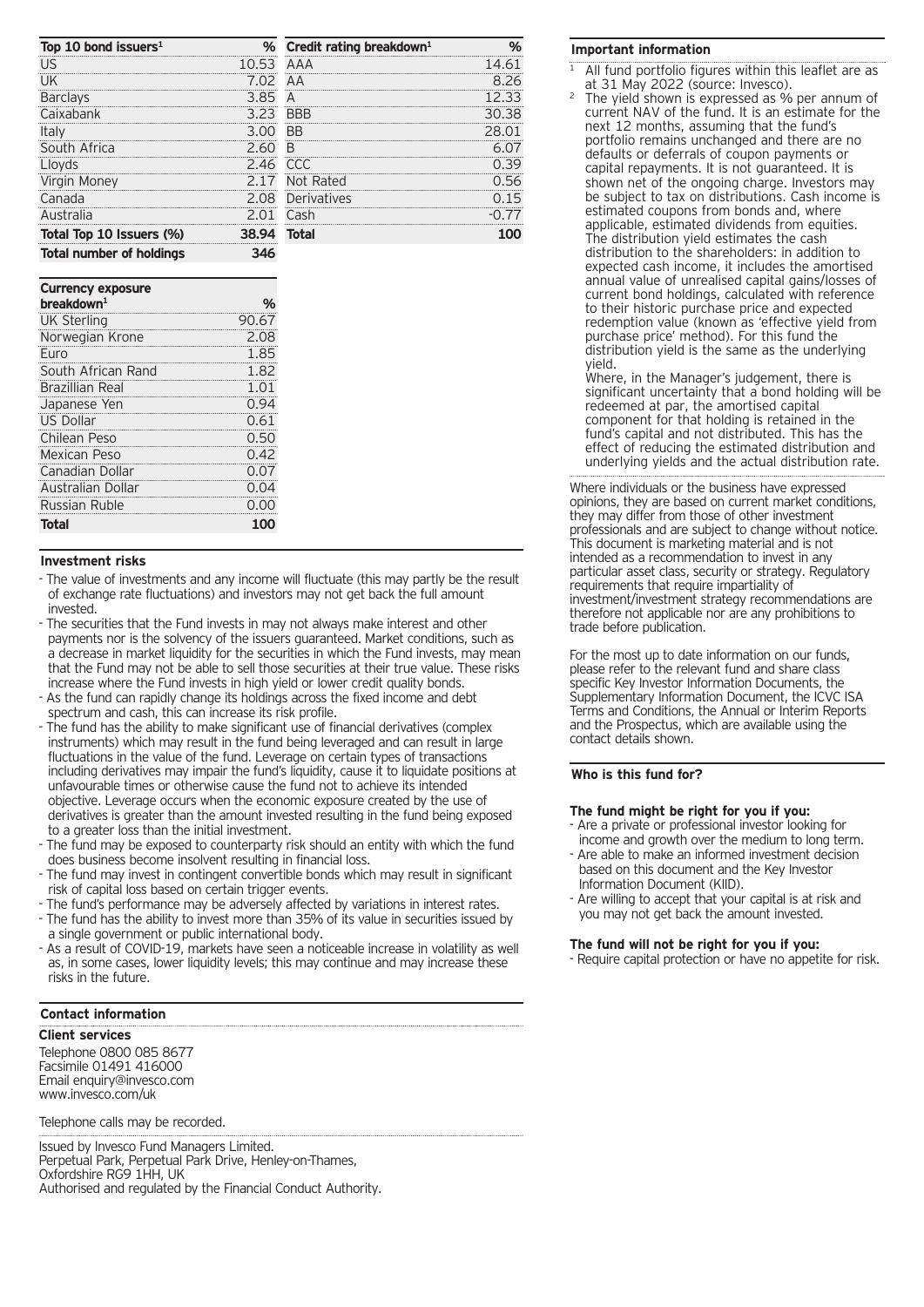| Top 10 bond issuers[1] | % |
|---|---|
| US | 10.53 |
| UK | 7.02 |
| Barclays | 3.85 |
| Caixabank | 3.23 |
| Italy | 3.00 |
| South Africa | 2.60 |
| Lloyds | 2.46 |
| Virgin Money | 2.17 |
| Canada | 2.08 |
| Australia | 2.01 |
| **Total Top 10 Issuers (%)** | **38.94** |
| **Total number of holdings** | **346** |

| Credit rating breakdown[1] | % |
|---|---|
| AAA | 14.61 |
| AA | 8.26 |
| A | 12.33 |
| BBB | 30.38 |
| BB | 28.01 |
| B | 6.07 |
| CCC | 0.39 |
| Not Rated | 0.56 |
| Derivatives | 0.15 |
| Cash | -0.77 |
| **Total** | **100** |

| Currency exposure breakdown[1] | % |
|---|---|
| UK Sterling | 90.67 |
| Norwegian Krone | 2.08 |
| Euro | 1.85 |
| South African Rand | 1.82 |
| Brazillian Real | 1.01 |
| Japanese Yen | 0.94 |
| US Dollar | 0.61 |
| Chilean Peso | 0.50 |
| Mexican Peso | 0.42 |
| Canadian Dollar | 0.07 |
| Australian Dollar | 0.04 |
| Russian Ruble | 0.00 |
| **Total** | **100** |

## Investment risks

- The value of investments and any income will fluctuate (this may partly be the result of exchange rate fluctuations) and investors may not get back the full amount invested.
- The securities that the Fund invests in may not always make interest and other payments nor is the solvency of the issuers guaranteed. Market conditions, such as a decrease in market liquidity for the securities in which the Fund invests, may mean that the Fund may not be able to sell those securities at their true value. These risks increase where the Fund invests in high yield or lower credit quality bonds.
- As the fund can rapidly change its holdings across the fixed income and debt spectrum and cash, this can increase its risk profile.
- The fund has the ability to make significant use of financial derivatives (complex instruments) which may result in the fund being leveraged and can result in large fluctuations in the value of the fund. Leverage on certain types of transactions including derivatives may impair the fund's liquidity, cause it to liquidate positions at unfavourable times or otherwise cause the fund not to achieve its intended objective. Leverage occurs when the economic exposure created by the use of derivatives is greater than the amount invested resulting in the fund being exposed to a greater loss than the initial investment.
- The fund may be exposed to counterparty risk should an entity with which the fund does business become insolvent resulting in financial loss.
- The fund may invest in contingent convertible bonds which may result in significant risk of capital loss based on certain trigger events.
- The fund's performance may be adversely affected by variations in interest rates.
- The fund has the ability to invest more than 35% of its value in securities issued by a single government or public international body.
- As a result of COVID-19, markets have seen a noticeable increase in volatility as well as, in some cases, lower liquidity levels; this may continue and may increase these risks in the future.

## Contact information

**Client services**

Telephone 0800 085 8677
Facsimile 01491 416000
Email enquiry@invesco.com
www.invesco.com/uk

Telephone calls may be recorded.

Issued by Invesco Fund Managers Limited.
Perpetual Park, Perpetual Park Drive, Henley-on-Thames, Oxfordshire RG9 1HH, UK
Authorised and regulated by the Financial Conduct Authority.

## Important information

[1] All fund portfolio figures within this leaflet are as at 31 May 2022 (source: Invesco).

[2] The yield shown is expressed as % per annum of current NAV of the fund. It is an estimate for the next 12 months, assuming that the fund's portfolio remains unchanged and there are no defaults or deferrals of coupon payments or capital repayments. It is not guaranteed. It is shown net of the ongoing charge. Investors may be subject to tax on distributions. Cash income is estimated coupons from bonds and, where applicable, estimated dividends from equities. The distribution yield estimates the cash distribution to the shareholders: in addition to expected cash income, it includes the amortised annual value of unrealised capital gains/losses of current bond holdings, calculated with reference to their historic purchase price and expected redemption value (known as 'effective yield from purchase price' method). For this fund the distribution yield is the same as the underlying yield.

Where, in the Manager's judgement, there is significant uncertainty that a bond holding will be redeemed at par, the amortised capital component for that holding is retained in the fund's capital and not distributed. This has the effect of reducing the estimated distribution and underlying yields and the actual distribution rate.

Where individuals or the business have expressed opinions, they are based on current market conditions, they may differ from those of other investment professionals and are subject to change without notice. This document is marketing material and is not intended as a recommendation to invest in any particular asset class, security or strategy. Regulatory requirements that require impartiality of investment/investment strategy recommendations are therefore not applicable nor are any prohibitions to trade before publication.

For the most up to date information on our funds, please refer to the relevant fund and share class specific Key Investor Information Documents, the Supplementary Information Document, the ICVC ISA Terms and Conditions, the Annual or Interim Reports and the Prospectus, which are available using the contact details shown.

## Who is this fund for?

**The fund might be right for you if you:**

- Are a private or professional investor looking for income and growth over the medium to long term.
- Are able to make an informed investment decision based on this document and the Key Investor Information Document (KIID).
- Are willing to accept that your capital is at risk and you may not get back the amount invested.

**The fund will not be right for you if you:**

- Require capital protection or have no appetite for risk.